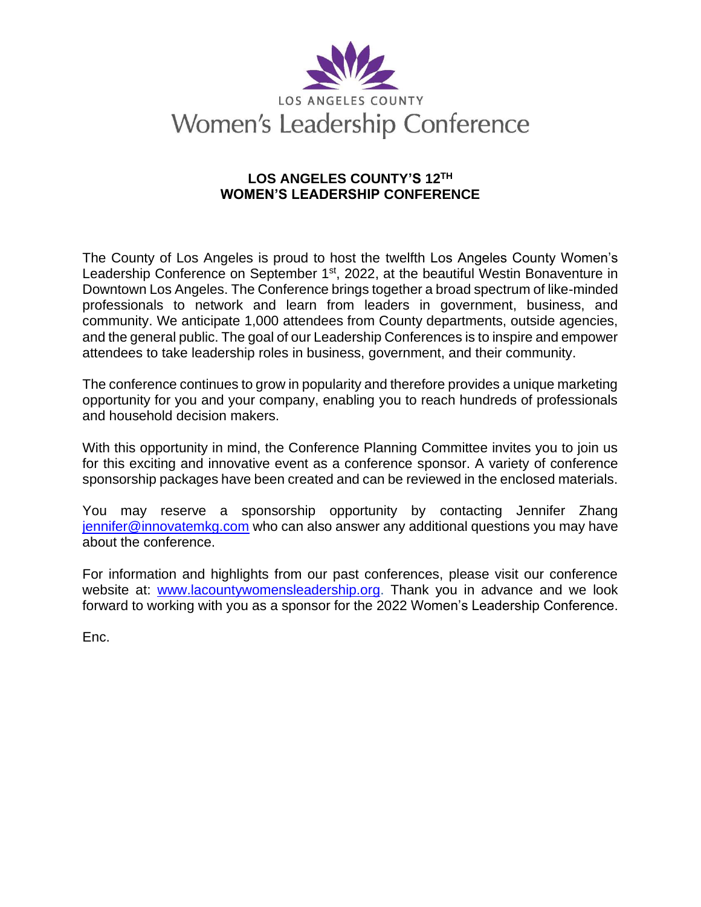LOS ANGELES COUNTY

Women's Leadership Conference

## LOS ANGELES COUNTY'S 12TH WOMEN'S LEADERSHIP CONFERENCE

The County of Los Angeles is proud to host the twelfth Los Angeles County Women's Leadership Conference on September 1st, 2022, at the beautiful Westin Bonaventure in Downtown Los Angeles. The Conference brings together a broad spectrum of like-minded professionals to network and learn from leaders in government, business, and community. We anticipate 1,000 attendees from County departments, outside agencies, and the general public. The goal of our Leadership Conferences is to inspire and empower attendees to take leadership roles in business, government, and their community.

The conference continues to grow in popularity and therefore provides a unique marketing opportunity for you and your company, enabling you to reach hundreds of professionals and household decision makers.

With this opportunity in mind, the Conference Planning Committee invites you to join us for this exciting and innovative event as a conference sponsor. A variety of conference sponsorship packages have been created and can be reviewed in the enclosed materials.

You may reserve a sponsorship opportunity by contacting Jennifer Zhang jennifer@innovatemkg.com who can also answer any additional questions you may have about the conference.

For information and highlights from our past conferences, please visit our conference website at: www.lacountywomensleadership.org. Thank you in advance and we look forward to working with you as a sponsor for the 2022 Women's Leadership Conference.

Enc.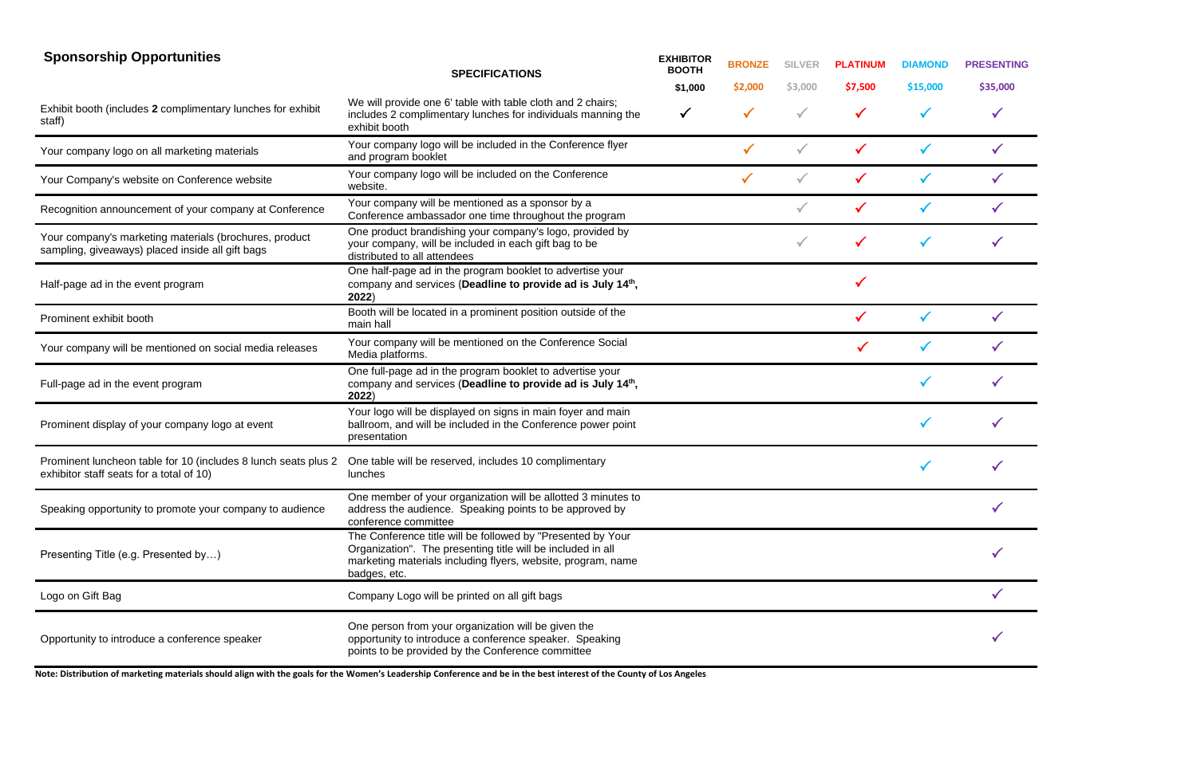## Sponsorship Opportunities

| | SPECIFICATIONS | EXHIBITOR BOOTH $1,000 | BRONZE $2,000 | SILVER $3,000 | PLATINUM $7,500 | DIAMOND $15,000 | PRESENTING $35,000 |
|---|---|---|---|---|---|---|---|
| Exhibit booth (includes **2** complimentary lunches for exhibit staff) | We will provide one 6' table with table cloth and 2 chairs; includes 2 complimentary lunches for individuals manning the exhibit booth | ✓ | ✓ | ✓ | ✓ | ✓ | ✓ |
| Your company logo on all marketing materials | Your company logo will be included in the Conference flyer and program booklet | | ✓ | ✓ | ✓ | ✓ | ✓ |
| Your Company's website on Conference website | Your company logo will be included on the Conference website. | | ✓ | ✓ | ✓ | ✓ | ✓ |
| Recognition announcement of your company at Conference | Your company will be mentioned as a sponsor by a Conference ambassador one time throughout the program | | | ✓ | ✓ | ✓ | ✓ |
| Your company's marketing materials (brochures, product sampling, giveaways) placed inside all gift bags | One product brandishing your company's logo, provided by your company, will be included in each gift bag to be distributed to all attendees | | | ✓ | ✓ | ✓ | ✓ |
| Half-page ad in the event program | One half-page ad in the program booklet to advertise your company and services (**Deadline to provide ad is July 14th, 2022**) | | | | ✓ | | |
| Prominent exhibit booth | Booth will be located in a prominent position outside of the main hall | | | | ✓ | ✓ | ✓ |
| Your company will be mentioned on social media releases | Your company will be mentioned on the Conference Social Media platforms. | | | | ✓ | ✓ | ✓ |
| Full-page ad in the event program | One full-page ad in the program booklet to advertise your company and services (**Deadline to provide ad is July 14th, 2022**) | | | | | ✓ | ✓ |
| Prominent display of your company logo at event | Your logo will be displayed on signs in main foyer and main ballroom, and will be included in the Conference power point presentation | | | | | ✓ | ✓ |
| Prominent luncheon table for 10 (includes 8 lunch seats plus 2 exhibitor staff seats for a total of 10) | One table will be reserved, includes 10 complimentary lunches | | | | | ✓ | ✓ |
| Speaking opportunity to promote your company to audience | One member of your organization will be allotted 3 minutes to address the audience. Speaking points to be approved by conference committee | | | | | | ✓ |
| Presenting Title (e.g. Presented by…) | The Conference title will be followed by "Presented by Your Organization". The presenting title will be included in all marketing materials including flyers, website, program, name badges, etc. | | | | | | ✓ |
| Logo on Gift Bag | Company Logo will be printed on all gift bags | | | | | | ✓ |
| Opportunity to introduce a conference speaker | One person from your organization will be given the opportunity to introduce a conference speaker. Speaking points to be provided by the Conference committee | | | | | | ✓ |

**Note: Distribution of marketing materials should align with the goals for the Women's Leadership Conference and be in the best interest of the County of Los Angeles**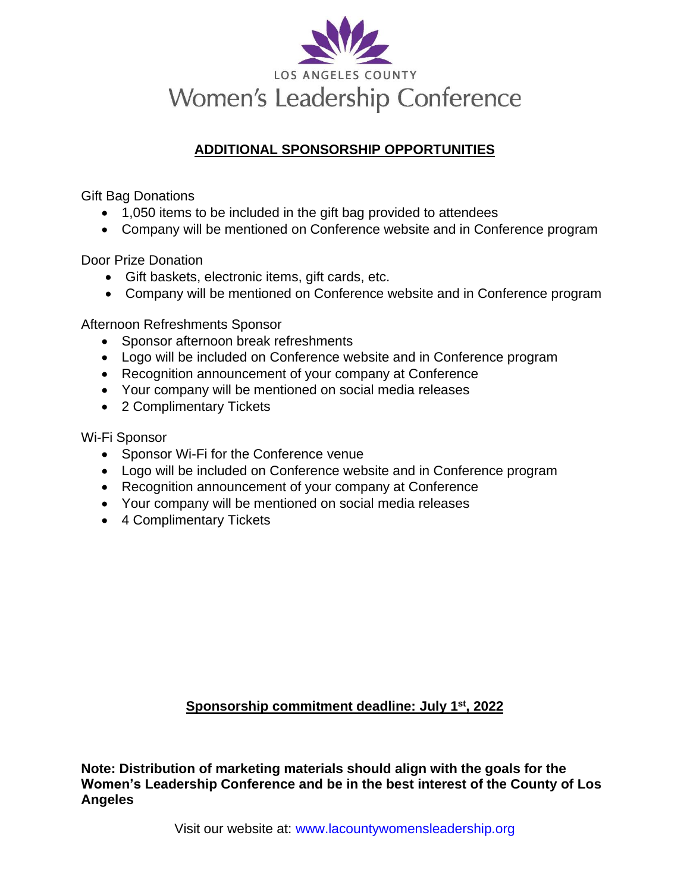LOS ANGELES COUNTY

Women's Leadership Conference

## ADDITIONAL SPONSORSHIP OPPORTUNITIES

Gift Bag Donations

- 1,050 items to be included in the gift bag provided to attendees
- Company will be mentioned on Conference website and in Conference program

Door Prize Donation

- Gift baskets, electronic items, gift cards, etc.
- Company will be mentioned on Conference website and in Conference program

Afternoon Refreshments Sponsor

- Sponsor afternoon break refreshments
- Logo will be included on Conference website and in Conference program
- Recognition announcement of your company at Conference
- Your company will be mentioned on social media releases
- 2 Complimentary Tickets

Wi-Fi Sponsor

- Sponsor Wi-Fi for the Conference venue
- Logo will be included on Conference website and in Conference program
- Recognition announcement of your company at Conference
- Your company will be mentioned on social media releases
- 4 Complimentary Tickets

**Sponsorship commitment deadline: July 1st, 2022**

**Note: Distribution of marketing materials should align with the goals for the Women's Leadership Conference and be in the best interest of the County of Los Angeles**

Visit our website at: www.lacountywomensleadership.org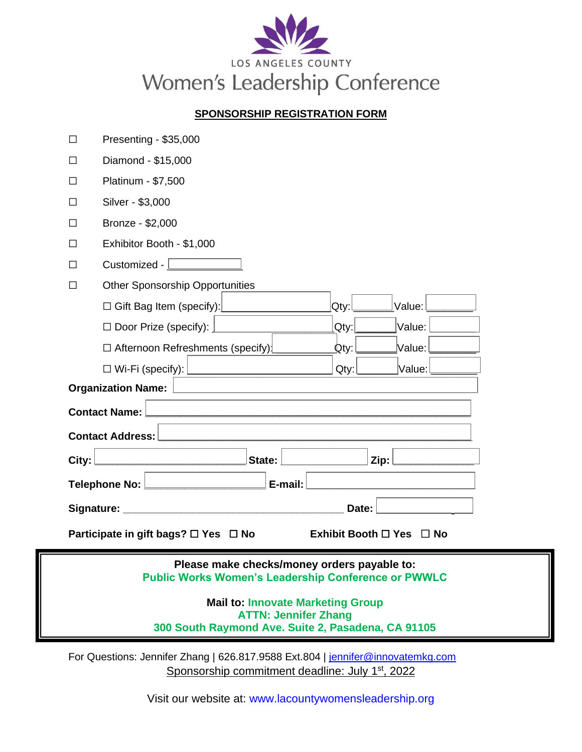LOS ANGELES COUNTY

# Women's Leadership Conference

## SPONSORSHIP REGISTRATION FORM

- ☐ Presenting - $35,000
- ☐ Diamond - $15,000
- ☐ Platinum - $7,500
- ☐ Silver - $3,000
- ☐ Bronze - $2,000
- ☐ Exhibitor Booth - $1,000
- ☐ Customized - ____________
- ☐ Other Sponsorship Opportunities
  - ☐ Gift Bag Item (specify): ____________ Qty: ________ Value: ________
  - ☐ Door Prize (specify): ____________ Qty: ________ Value: ________
  - ☐ Afternoon Refreshments (specify): ____________ Qty: ________ Value: ________
  - ☐ Wi-Fi (specify): ____________ Qty: ________ Value: ________

**Organization Name:** ________________________________________________

**Contact Name:** ________________________________________________

**Contact Address:** ________________________________________________

**City:** ____________________ **State:** ____________ **Zip:** ____________

**Telephone No:** ____________________ **E-mail:** ________________________

**Signature:** ________________________________________ **Date:** ____________

**Participate in gift bags? ☐ Yes ☐ No** **Exhibit Booth ☐ Yes ☐ No**

**Please make checks/money orders payable to:**
**Public Works Women's Leadership Conference or PWWLC**

**Mail to: Innovate Marketing Group**
**ATTN: Jennifer Zhang**
**300 South Raymond Ave. Suite 2, Pasadena, CA 91105**

For Questions: Jennifer Zhang | 626.817.9588 Ext.804 | jennifer@innovatemkg.com

Sponsorship commitment deadline: July 1st, 2022

Visit our website at: www.lacountywomensleadership.org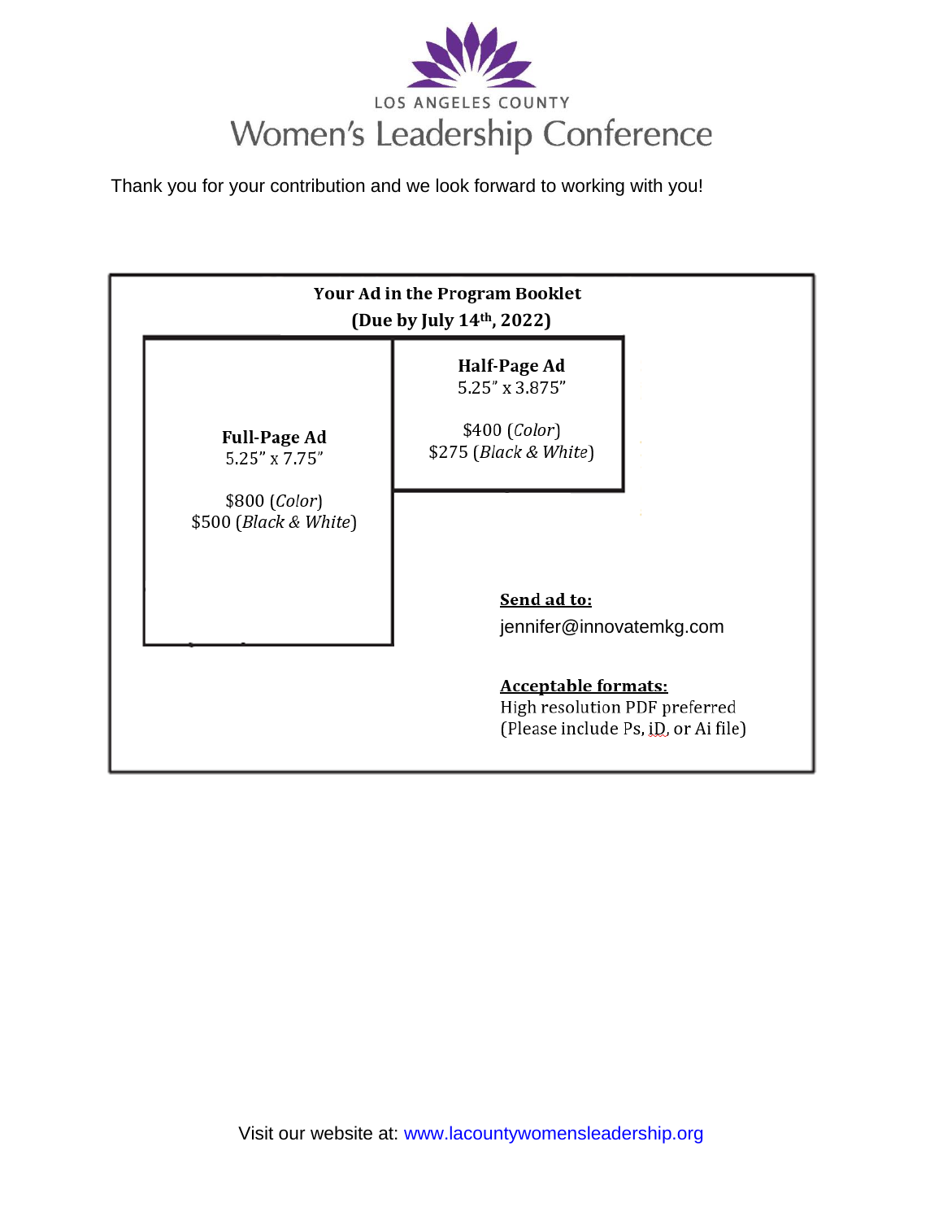LOS ANGELES COUNTY

# Women's Leadership Conference

Thank you for your contribution and we look forward to working with you!

## Your Ad in the Program Booklet
**(Due by July 14th, 2022)**

**Full-Page Ad**
5.25" x 7.75"

$800 (*Color*)
$500 (*Black & White*)

**Half-Page Ad**
5.25" x 3.875"

$400 (*Color*)
$275 (*Black & White*)

**Send ad to:**
jennifer@innovatemkg.com

**Acceptable formats:**
High resolution PDF preferred
(Please include Ps, iD, or Ai file)

Visit our website at: www.lacountywomensleadership.org